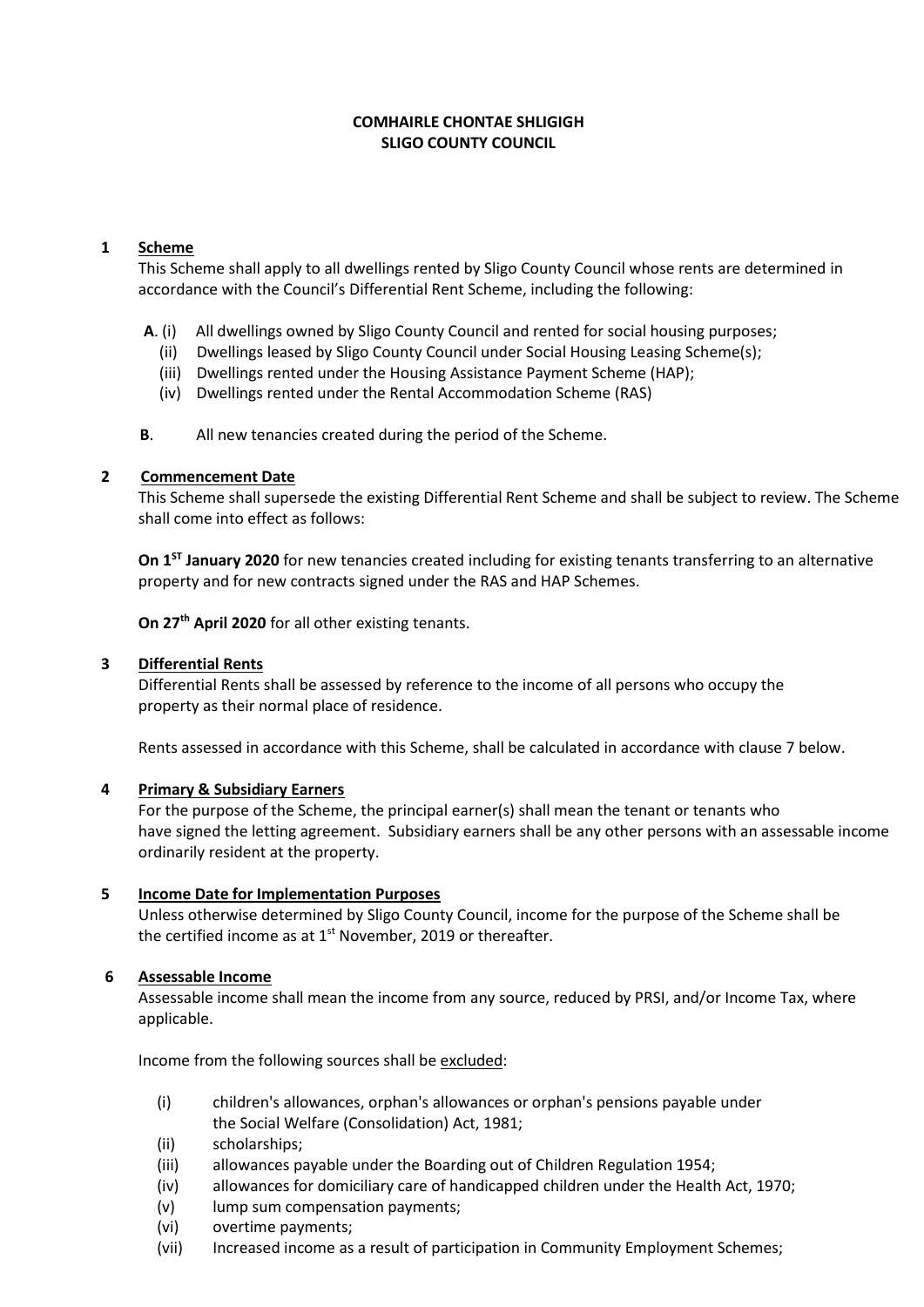**COMHAIRLE CHONTAE SHLIGIGH**
**SLIGO COUNTY COUNCIL**

## 1 Scheme

This Scheme shall apply to all dwellings rented by Sligo County Council whose rents are determined in accordance with the Council's Differential Rent Scheme, including the following:

**A**. (i) All dwellings owned by Sligo County Council and rented for social housing purposes;
(ii) Dwellings leased by Sligo County Council under Social Housing Leasing Scheme(s);
(iii) Dwellings rented under the Housing Assistance Payment Scheme (HAP);
(iv) Dwellings rented under the Rental Accommodation Scheme (RAS)

**B**. All new tenancies created during the period of the Scheme.

## 2 Commencement Date

This Scheme shall supersede the existing Differential Rent Scheme and shall be subject to review. The Scheme shall come into effect as follows:

**On 1ST January 2020** for new tenancies created including for existing tenants transferring to an alternative property and for new contracts signed under the RAS and HAP Schemes.

**On 27th April 2020** for all other existing tenants.

## 3 Differential Rents

Differential Rents shall be assessed by reference to the income of all persons who occupy the property as their normal place of residence.

Rents assessed in accordance with this Scheme, shall be calculated in accordance with clause 7 below.

## 4 Primary & Subsidiary Earners

For the purpose of the Scheme, the principal earner(s) shall mean the tenant or tenants who have signed the letting agreement. Subsidiary earners shall be any other persons with an assessable income ordinarily resident at the property.

## 5 Income Date for Implementation Purposes

Unless otherwise determined by Sligo County Council, income for the purpose of the Scheme shall be the certified income as at 1st November, 2019 or thereafter.

## 6 Assessable Income

Assessable income shall mean the income from any source, reduced by PRSI, and/or Income Tax, where applicable.

Income from the following sources shall be excluded:

(i) children's allowances, orphan's allowances or orphan's pensions payable under the Social Welfare (Consolidation) Act, 1981;
(ii) scholarships;
(iii) allowances payable under the Boarding out of Children Regulation 1954;
(iv) allowances for domiciliary care of handicapped children under the Health Act, 1970;
(v) lump sum compensation payments;
(vi) overtime payments;
(vii) Increased income as a result of participation in Community Employment Schemes;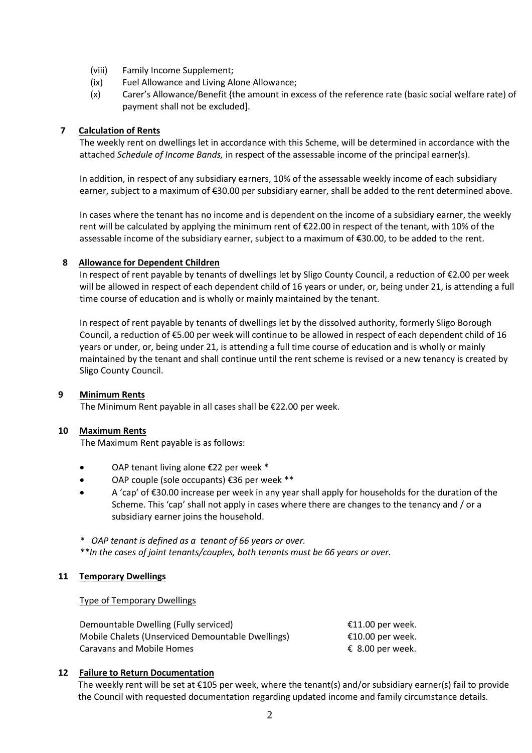(viii) Family Income Supplement;
(ix) Fuel Allowance and Living Alone Allowance;
(x) Carer's Allowance/Benefit {the amount in excess of the reference rate (basic social welfare rate) of payment shall not be excluded].

## 7 Calculation of Rents

The weekly rent on dwellings let in accordance with this Scheme, will be determined in accordance with the attached *Schedule of Income Bands,* in respect of the assessable income of the principal earner(s).

In addition, in respect of any subsidiary earners, 10% of the assessable weekly income of each subsidiary earner, subject to a maximum of €30.00 per subsidiary earner, shall be added to the rent determined above.

In cases where the tenant has no income and is dependent on the income of a subsidiary earner, the weekly rent will be calculated by applying the minimum rent of €22.00 in respect of the tenant, with 10% of the assessable income of the subsidiary earner, subject to a maximum of €30.00, to be added to the rent.

## 8 Allowance for Dependent Children

In respect of rent payable by tenants of dwellings let by Sligo County Council, a reduction of €2.00 per week will be allowed in respect of each dependent child of 16 years or under, or, being under 21, is attending a full time course of education and is wholly or mainly maintained by the tenant.

In respect of rent payable by tenants of dwellings let by the dissolved authority, formerly Sligo Borough Council, a reduction of €5.00 per week will continue to be allowed in respect of each dependent child of 16 years or under, or, being under 21, is attending a full time course of education and is wholly or mainly maintained by the tenant and shall continue until the rent scheme is revised or a new tenancy is created by Sligo County Council.

## 9 Minimum Rents

The Minimum Rent payable in all cases shall be €22.00 per week.

## 10 Maximum Rents

The Maximum Rent payable is as follows:

- OAP tenant living alone €22 per week *
- OAP couple (sole occupants) €36 per week **
- A 'cap' of €30.00 increase per week in any year shall apply for households for the duration of the Scheme. This 'cap' shall not apply in cases where there are changes to the tenancy and / or a subsidiary earner joins the household.

*\* OAP tenant is defined as a tenant of 66 years or over.*
*\*\*In the cases of joint tenants/couples, both tenants must be 66 years or over.*

## 11 Temporary Dwellings

Type of Temporary Dwellings

| | |
|---|---|
| Demountable Dwelling (Fully serviced) | €11.00 per week. |
| Mobile Chalets (Unserviced Demountable Dwellings) | €10.00 per week. |
| Caravans and Mobile Homes | € 8.00 per week. |

## 12 Failure to Return Documentation

The weekly rent will be set at €105 per week, where the tenant(s) and/or subsidiary earner(s) fail to provide the Council with requested documentation regarding updated income and family circumstance details.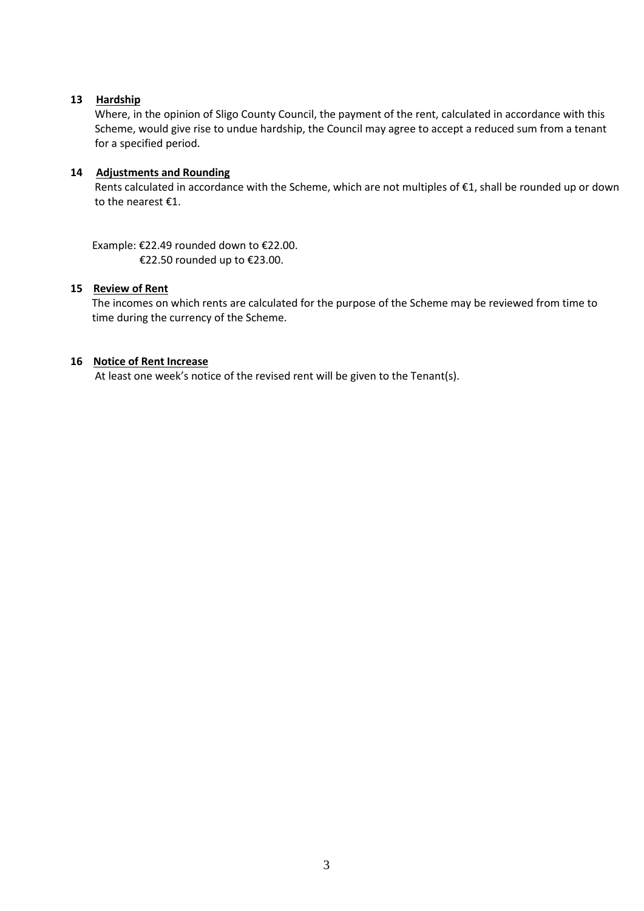**13 Hardship**

Where, in the opinion of Sligo County Council, the payment of the rent, calculated in accordance with this Scheme, would give rise to undue hardship, the Council may agree to accept a reduced sum from a tenant for a specified period.

**14 Adjustments and Rounding**

Rents calculated in accordance with the Scheme, which are not multiples of €1, shall be rounded up or down to the nearest €1.

Example: €22.49 rounded down to €22.00.
€22.50 rounded up to €23.00.

**15 Review of Rent**

The incomes on which rents are calculated for the purpose of the Scheme may be reviewed from time to time during the currency of the Scheme.

**16 Notice of Rent Increase**

At least one week's notice of the revised rent will be given to the Tenant(s).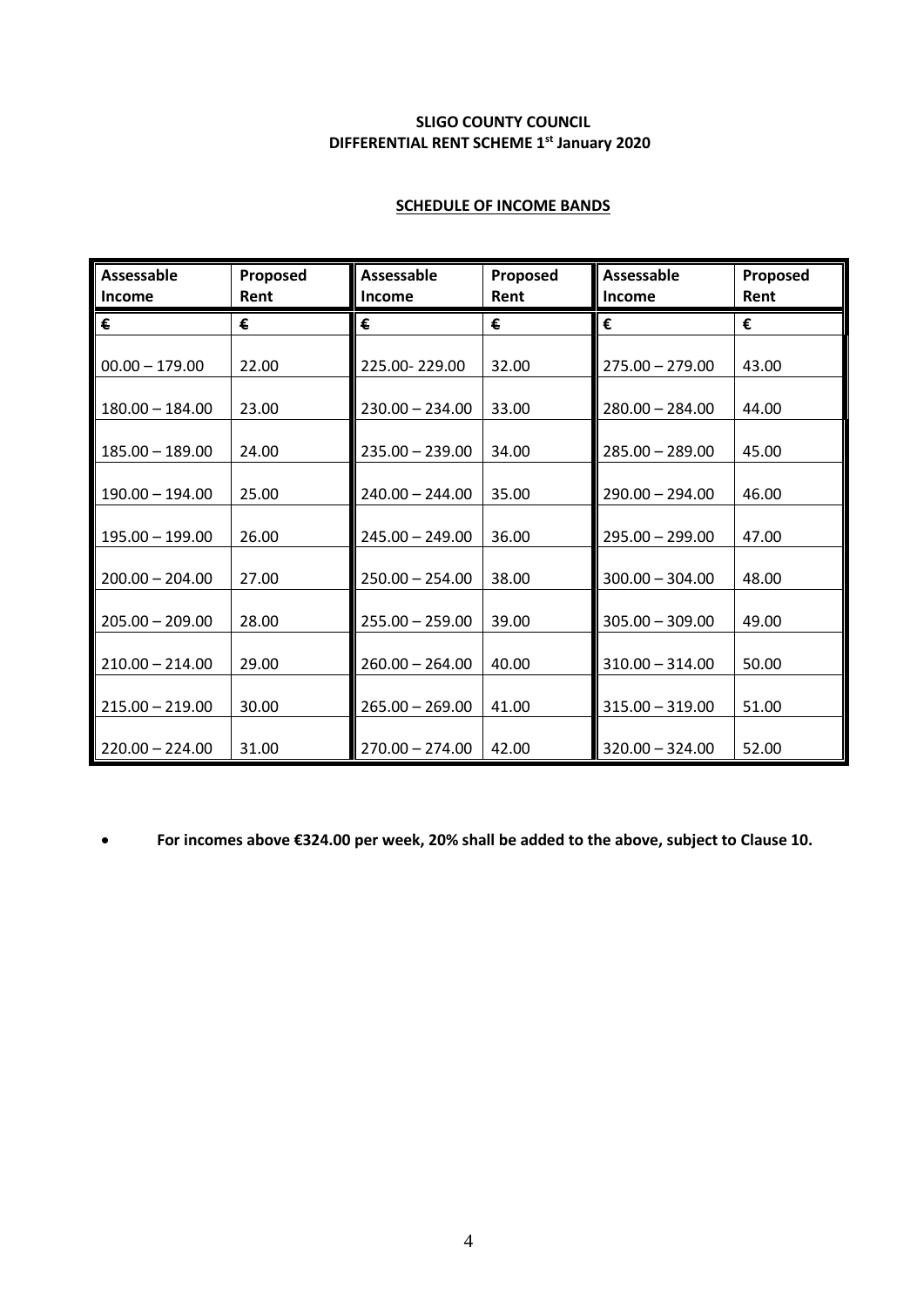**SLIGO COUNTY COUNCIL**
**DIFFERENTIAL RENT SCHEME 1st January 2020**

**SCHEDULE OF INCOME BANDS**

| Assessable Income | Proposed Rent | Assessable Income | Proposed Rent | Assessable Income | Proposed Rent |
|---|---|---|---|---|---|
| € | € | € | € | € | € |
| 00.00 – 179.00 | 22.00 | 225.00- 229.00 | 32.00 | 275.00 – 279.00 | 43.00 |
| 180.00 – 184.00 | 23.00 | 230.00 – 234.00 | 33.00 | 280.00 – 284.00 | 44.00 |
| 185.00 – 189.00 | 24.00 | 235.00 – 239.00 | 34.00 | 285.00 – 289.00 | 45.00 |
| 190.00 – 194.00 | 25.00 | 240.00 – 244.00 | 35.00 | 290.00 – 294.00 | 46.00 |
| 195.00 – 199.00 | 26.00 | 245.00 – 249.00 | 36.00 | 295.00 – 299.00 | 47.00 |
| 200.00 – 204.00 | 27.00 | 250.00 – 254.00 | 38.00 | 300.00 – 304.00 | 48.00 |
| 205.00 – 209.00 | 28.00 | 255.00 – 259.00 | 39.00 | 305.00 – 309.00 | 49.00 |
| 210.00 – 214.00 | 29.00 | 260.00 – 264.00 | 40.00 | 310.00 – 314.00 | 50.00 |
| 215.00 – 219.00 | 30.00 | 265.00 – 269.00 | 41.00 | 315.00 – 319.00 | 51.00 |
| 220.00 – 224.00 | 31.00 | 270.00 – 274.00 | 42.00 | 320.00 – 324.00 | 52.00 |

- **For incomes above €324.00 per week, 20% shall be added to the above, subject to Clause 10.**